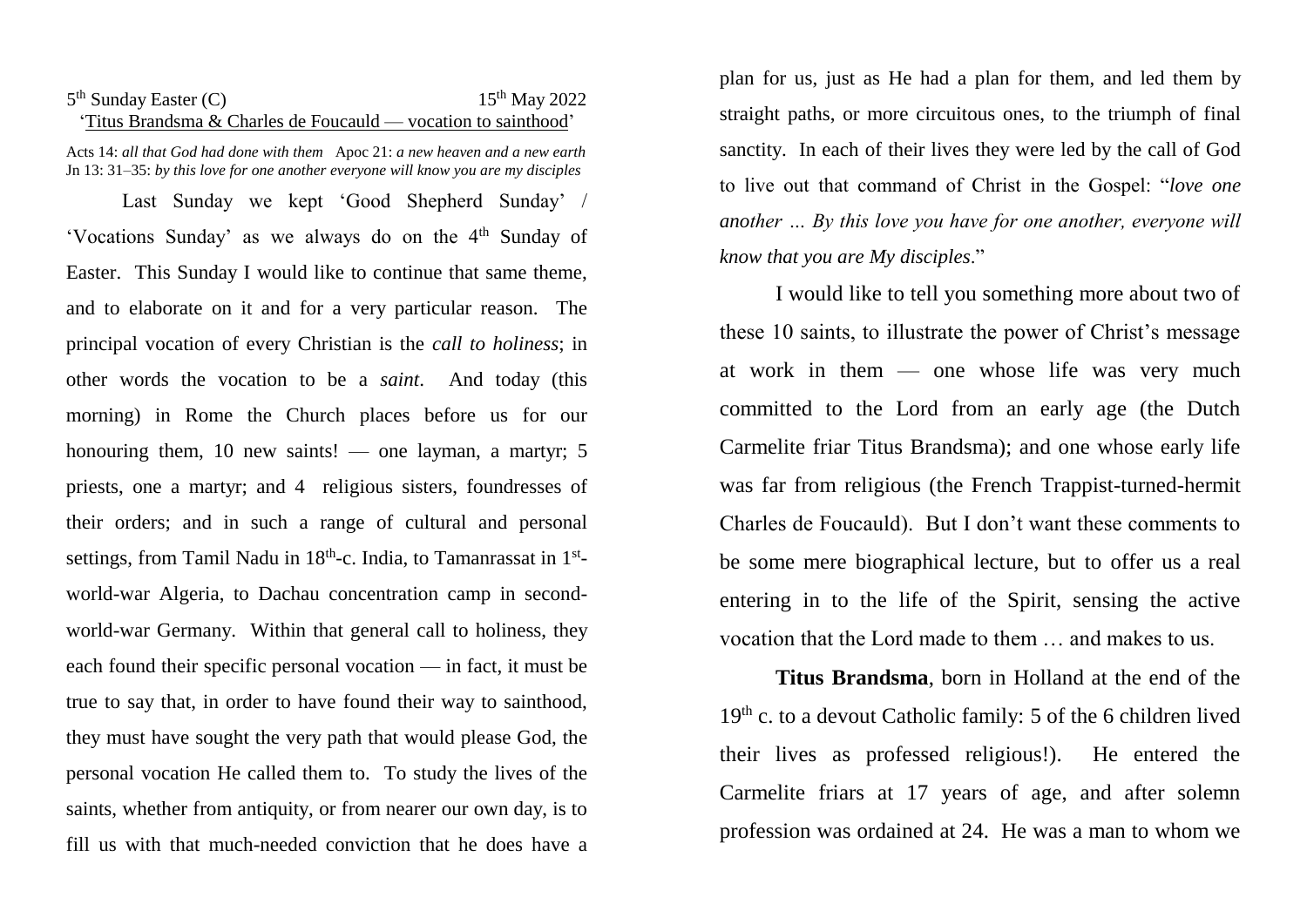5th Sunday Easter (C) 15th May 2022

'Titus Brandsma & Charles de Foucauld — vocation to sainthood'

Acts 14: *all that God had done with them* Apoc 21: *a new heaven and a new earth*
Jn 13: 31–35: *by this love for one another everyone will know you are my disciples*

Last Sunday we kept 'Good Shepherd Sunday' / 'Vocations Sunday' as we always do on the 4th Sunday of Easter. This Sunday I would like to continue that same theme, and to elaborate on it and for a very particular reason. The principal vocation of every Christian is the *call to holiness*; in other words the vocation to be a *saint*. And today (this morning) in Rome the Church places before us for our honouring them, 10 new saints! — one layman, a martyr; 5 priests, one a martyr; and 4 religious sisters, foundresses of their orders; and in such a range of cultural and personal settings, from Tamil Nadu in 18th-c. India, to Tamanrassat in 1st-world-war Algeria, to Dachau concentration camp in second-world-war Germany. Within that general call to holiness, they each found their specific personal vocation — in fact, it must be true to say that, in order to have found their way to sainthood, they must have sought the very path that would please God, the personal vocation He called them to. To study the lives of the saints, whether from antiquity, or from nearer our own day, is to fill us with that much-needed conviction that he does have a plan for us, just as He had a plan for them, and led them by straight paths, or more circuitous ones, to the triumph of final sanctity. In each of their lives they were led by the call of God to live out that command of Christ in the Gospel: "*love one another … By this love you have for one another, everyone will know that you are My disciples*."

I would like to tell you something more about two of these 10 saints, to illustrate the power of Christ's message at work in them — one whose life was very much committed to the Lord from an early age (the Dutch Carmelite friar Titus Brandsma); and one whose early life was far from religious (the French Trappist-turned-hermit Charles de Foucauld). But I don't want these comments to be some mere biographical lecture, but to offer us a real entering in to the life of the Spirit, sensing the active vocation that the Lord made to them … and makes to us.

**Titus Brandsma**, born in Holland at the end of the 19th c. to a devout Catholic family: 5 of the 6 children lived their lives as professed religious!). He entered the Carmelite friars at 17 years of age, and after solemn profession was ordained at 24. He was a man to whom we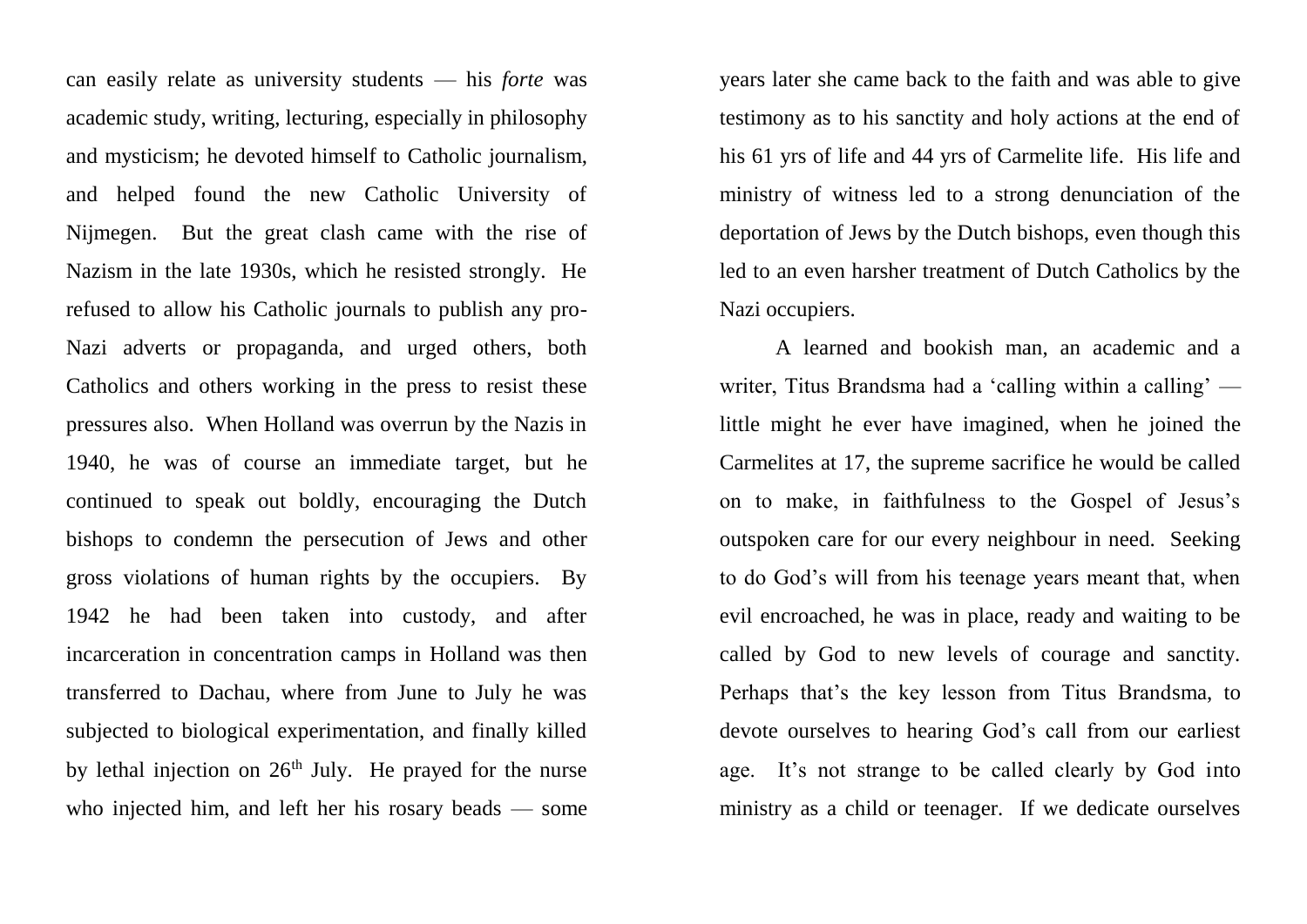can easily relate as university students — his *forte* was academic study, writing, lecturing, especially in philosophy and mysticism; he devoted himself to Catholic journalism, and helped found the new Catholic University of Nijmegen. But the great clash came with the rise of Nazism in the late 1930s, which he resisted strongly. He refused to allow his Catholic journals to publish any pro-Nazi adverts or propaganda, and urged others, both Catholics and others working in the press to resist these pressures also. When Holland was overrun by the Nazis in 1940, he was of course an immediate target, but he continued to speak out boldly, encouraging the Dutch bishops to condemn the persecution of Jews and other gross violations of human rights by the occupiers. By 1942 he had been taken into custody, and after incarceration in concentration camps in Holland was then transferred to Dachau, where from June to July he was subjected to biological experimentation, and finally killed by lethal injection on 26th July. He prayed for the nurse who injected him, and left her his rosary beads — some years later she came back to the faith and was able to give testimony as to his sanctity and holy actions at the end of his 61 yrs of life and 44 yrs of Carmelite life. His life and ministry of witness led to a strong denunciation of the deportation of Jews by the Dutch bishops, even though this led to an even harsher treatment of Dutch Catholics by the Nazi occupiers.

A learned and bookish man, an academic and a writer, Titus Brandsma had a 'calling within a calling' — little might he ever have imagined, when he joined the Carmelites at 17, the supreme sacrifice he would be called on to make, in faithfulness to the Gospel of Jesus's outspoken care for our every neighbour in need. Seeking to do God's will from his teenage years meant that, when evil encroached, he was in place, ready and waiting to be called by God to new levels of courage and sanctity. Perhaps that's the key lesson from Titus Brandsma, to devote ourselves to hearing God's call from our earliest age. It's not strange to be called clearly by God into ministry as a child or teenager. If we dedicate ourselves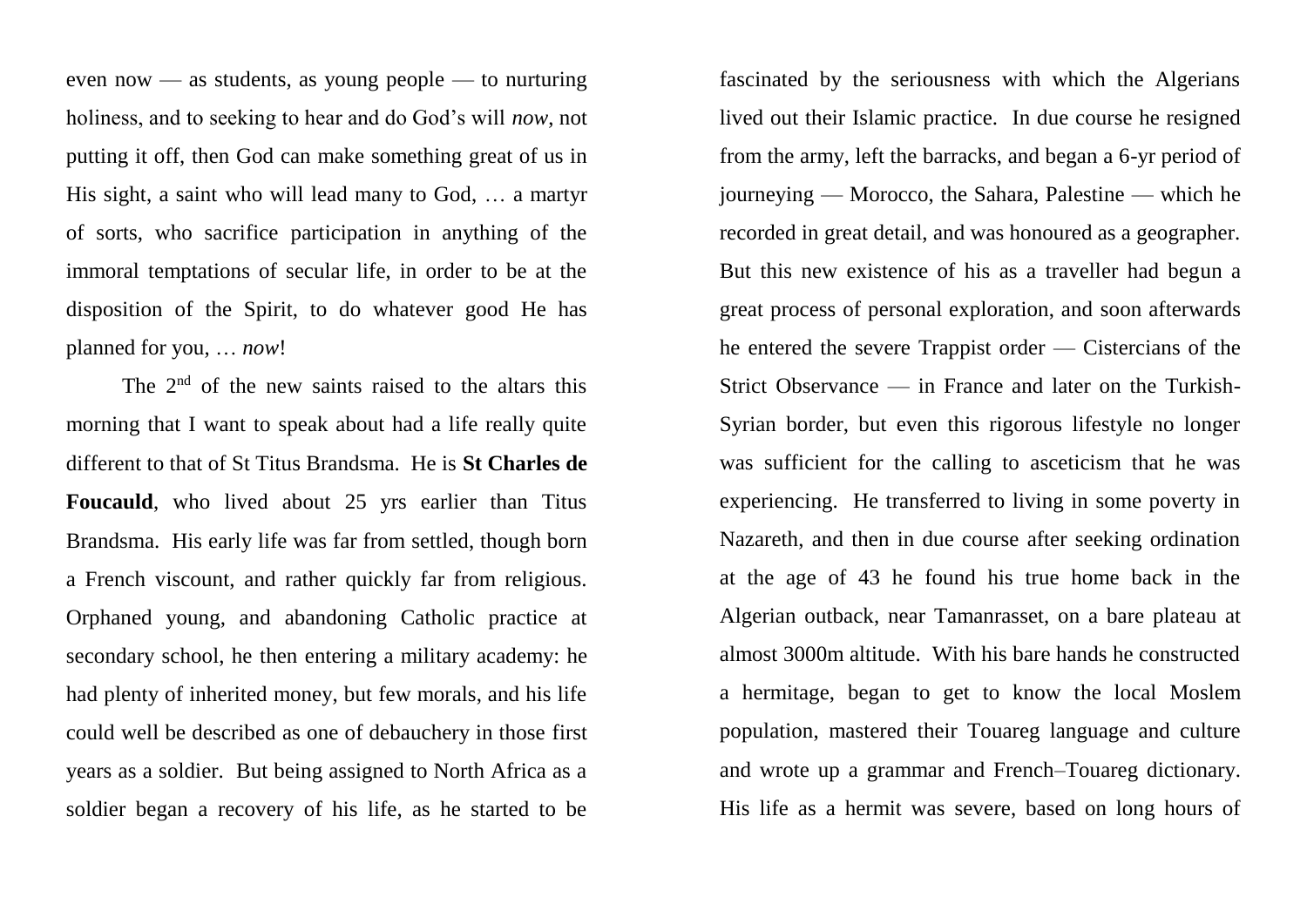even now — as students, as young people — to nurturing holiness, and to seeking to hear and do God's will *now*, not putting it off, then God can make something great of us in His sight, a saint who will lead many to God, … a martyr of sorts, who sacrifice participation in anything of the immoral temptations of secular life, in order to be at the disposition of the Spirit, to do whatever good He has planned for you, … *now*!

The 2nd of the new saints raised to the altars this morning that I want to speak about had a life really quite different to that of St Titus Brandsma. He is **St Charles de Foucauld**, who lived about 25 yrs earlier than Titus Brandsma. His early life was far from settled, though born a French viscount, and rather quickly far from religious. Orphaned young, and abandoning Catholic practice at secondary school, he then entering a military academy: he had plenty of inherited money, but few morals, and his life could well be described as one of debauchery in those first years as a soldier. But being assigned to North Africa as a soldier began a recovery of his life, as he started to be fascinated by the seriousness with which the Algerians lived out their Islamic practice. In due course he resigned from the army, left the barracks, and began a 6-yr period of journeying — Morocco, the Sahara, Palestine — which he recorded in great detail, and was honoured as a geographer. But this new existence of his as a traveller had begun a great process of personal exploration, and soon afterwards he entered the severe Trappist order — Cistercians of the Strict Observance — in France and later on the Turkish-Syrian border, but even this rigorous lifestyle no longer was sufficient for the calling to asceticism that he was experiencing. He transferred to living in some poverty in Nazareth, and then in due course after seeking ordination at the age of 43 he found his true home back in the Algerian outback, near Tamanrasset, on a bare plateau at almost 3000m altitude. With his bare hands he constructed a hermitage, began to get to know the local Moslem population, mastered their Touareg language and culture and wrote up a grammar and French–Touareg dictionary. His life as a hermit was severe, based on long hours of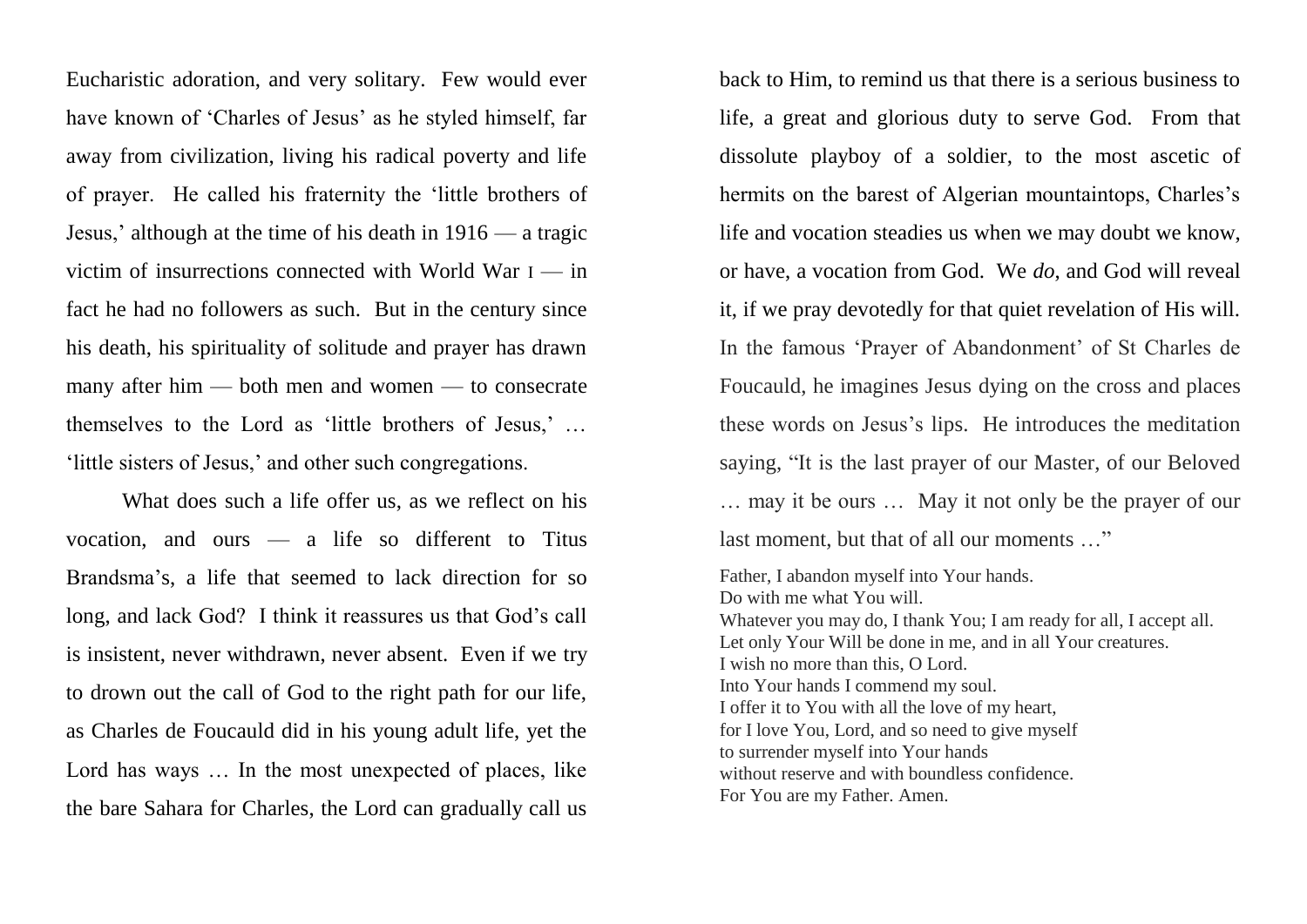Eucharistic adoration, and very solitary. Few would ever have known of 'Charles of Jesus' as he styled himself, far away from civilization, living his radical poverty and life of prayer. He called his fraternity the 'little brothers of Jesus,' although at the time of his death in 1916 — a tragic victim of insurrections connected with World War I — in fact he had no followers as such. But in the century since his death, his spirituality of solitude and prayer has drawn many after him — both men and women — to consecrate themselves to the Lord as 'little brothers of Jesus,' … 'little sisters of Jesus,' and other such congregations.

What does such a life offer us, as we reflect on his vocation, and ours — a life so different to Titus Brandsma's, a life that seemed to lack direction for so long, and lack God? I think it reassures us that God's call is insistent, never withdrawn, never absent. Even if we try to drown out the call of God to the right path for our life, as Charles de Foucauld did in his young adult life, yet the Lord has ways … In the most unexpected of places, like the bare Sahara for Charles, the Lord can gradually call us back to Him, to remind us that there is a serious business to life, a great and glorious duty to serve God. From that dissolute playboy of a soldier, to the most ascetic of hermits on the barest of Algerian mountaintops, Charles's life and vocation steadies us when we may doubt we know, or have, a vocation from God. We *do,* and God will reveal it, if we pray devotedly for that quiet revelation of His will. In the famous 'Prayer of Abandonment' of St Charles de Foucauld, he imagines Jesus dying on the cross and places these words on Jesus's lips. He introduces the meditation saying, "It is the last prayer of our Master, of our Beloved … may it be ours … May it not only be the prayer of our last moment, but that of all our moments …"

Father, I abandon myself into Your hands.
Do with me what You will.
Whatever you may do, I thank You; I am ready for all, I accept all.
Let only Your Will be done in me, and in all Your creatures.
I wish no more than this, O Lord.
Into Your hands I commend my soul.
I offer it to You with all the love of my heart,
for I love You, Lord, and so need to give myself
to surrender myself into Your hands
without reserve and with boundless confidence.
For You are my Father. Amen.